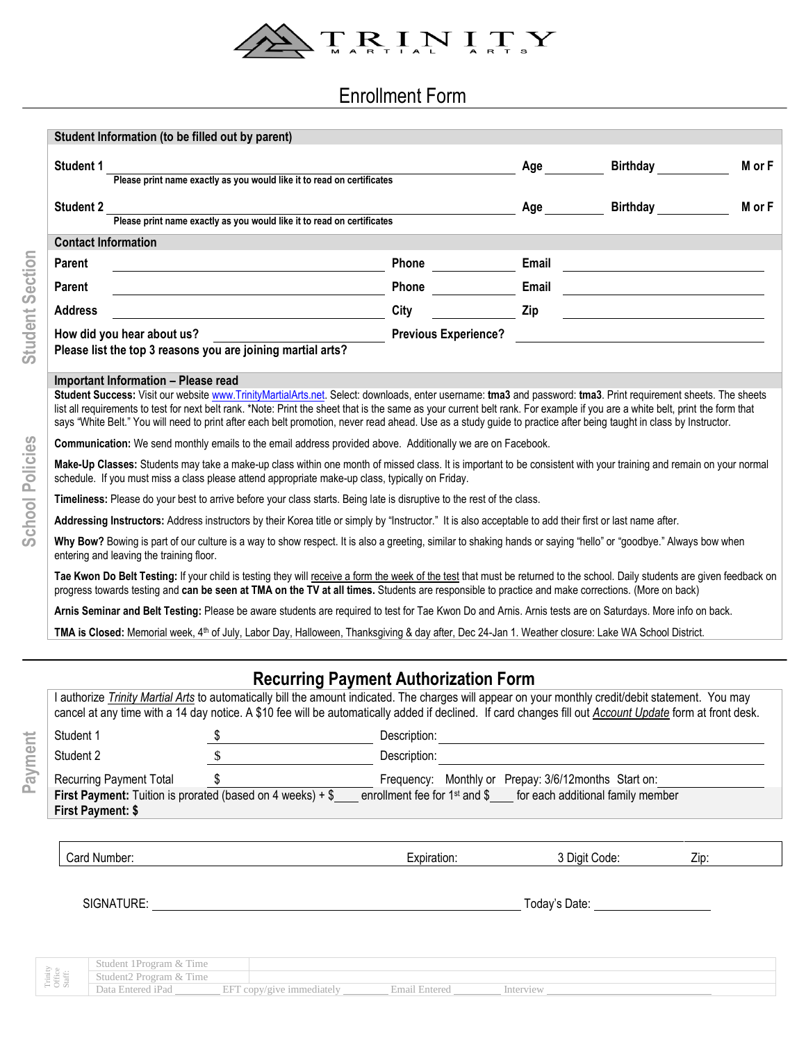# TRINITY MARTIAL ARTS

## Enrollment Form

**Student Information (to be filled out by parent)**

**Student 1** ______________________________ **Age** ________ **Birthday** __________ **M or F**
Please print name exactly as you would like it to read on certificates

**Student 2** ______________________________ **Age** ________ **Birthday** __________ **M or F**
Please print name exactly as you would like it to read on certificates

**Contact Information**

**Parent** ______________________ **Phone** __________ **Email** ______________________

**Parent** ______________________ **Phone** __________ **Email** ______________________

**Address** ______________________ **City** __________ **Zip** ______________________

**How did you hear about us?** ______________ **Previous Experience?** ______________

**Please list the top 3 reasons you are joining martial arts?**

**Important Information – Please read**

**Student Success:** Visit our website www.TrinityMartialArts.net. Select: downloads, enter username: **tma3** and password: **tma3**. Print requirement sheets. The sheets list all requirements to test for next belt rank. *Note: Print the sheet that is the same as your current belt rank. For example if you are a white belt, print the form that says "White Belt." You will need to print after each belt promotion, never read ahead. Use as a study guide to practice after being taught in class by Instructor.

**Communication:** We send monthly emails to the email address provided above. Additionally we are on Facebook.

**Make-Up Classes:** Students may take a make-up class within one month of missed class. It is important to be consistent with your training and remain on your normal schedule. If you must miss a class please attend appropriate make-up class, typically on Friday.

**Timeliness:** Please do your best to arrive before your class starts. Being late is disruptive to the rest of the class.

**Addressing Instructors:** Address instructors by their Korea title or simply by "Instructor." It is also acceptable to add their first or last name after.

**Why Bow?** Bowing is part of our culture is a way to show respect. It is also a greeting, similar to shaking hands or saying "hello" or "goodbye." Always bow when entering and leaving the training floor.

**Tae Kwon Do Belt Testing:** If your child is testing they will receive a form the week of the test that must be returned to the school. Daily students are given feedback on progress towards testing and **can be seen at TMA on the TV at all times.** Students are responsible to practice and make corrections. (More on back)

**Arnis Seminar and Belt Testing:** Please be aware students are required to test for Tae Kwon Do and Arnis. Arnis tests are on Saturdays. More info on back.

**TMA is Closed:** Memorial week, 4th of July, Labor Day, Halloween, Thanksgiving & day after, Dec 24-Jan 1. Weather closure: Lake WA School District.

## Recurring Payment Authorization Form

I authorize *Trinity Martial Arts* to automatically bill the amount indicated. The charges will appear on your monthly credit/debit statement. You may cancel at any time with a 14 day notice. A $10 fee will be automatically added if declined. If card changes fill out *Account Update* form at front desk.

Student 1 $ ______________ Description: ______________________

Student 2 $ ______________ Description: ______________________

Recurring Payment Total $ ______________ Frequency: Monthly or Prepay: 3/6/12months Start on: __________

**First Payment:** Tuition is prorated (based on 4 weeks) + $____ enrollment fee for 1st and $____ for each additional family member

**First Payment: $**

Card Number: ______________ Expiration: ________ 3 Digit Code: ________ Zip: ________

SIGNATURE: ______________________________ Today's Date: ______________

| Trinity Office Staff: | Student 1Program & Time | |
|---|---|---|
| | Student2 Program & Time | |
| | Data Entered iPad ________ EFT copy/give immediately ________ Email Entered ________ Interview ________ | |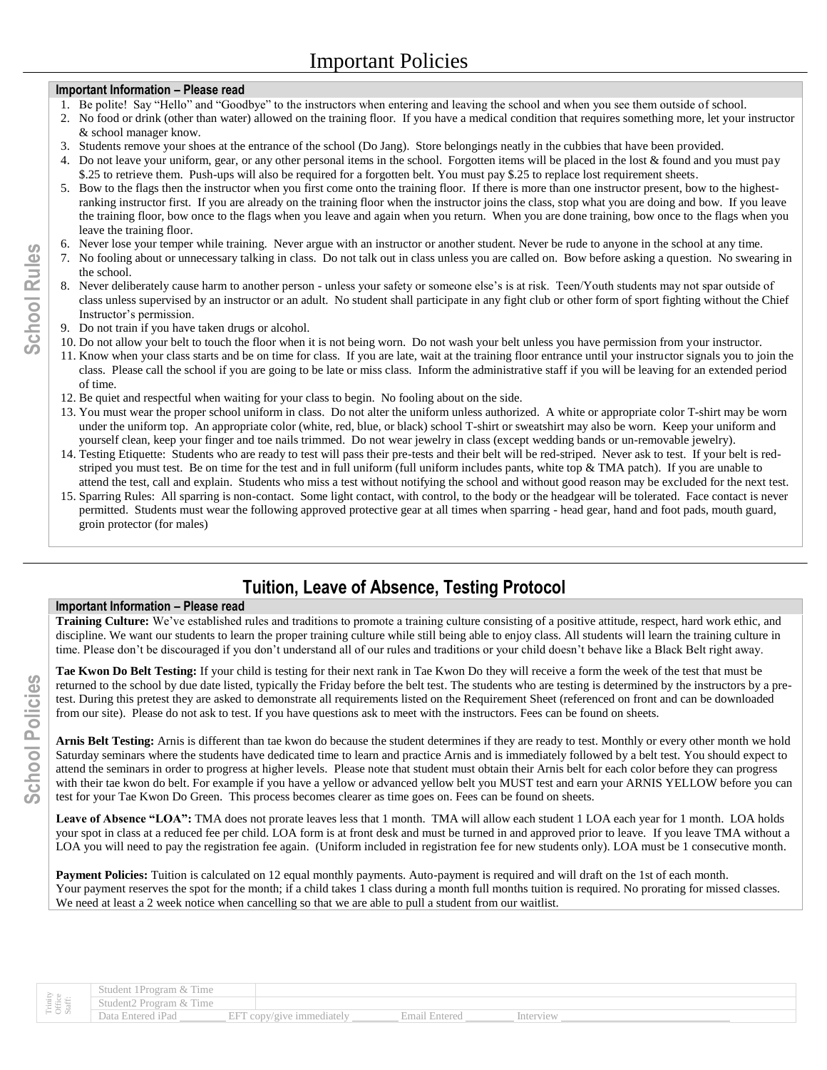# Important Policies

School Rules

**Important Information – Please read**

1. Be polite! Say "Hello" and "Goodbye" to the instructors when entering and leaving the school and when you see them outside of school.
2. No food or drink (other than water) allowed on the training floor. If you have a medical condition that requires something more, let your instructor & school manager know.
3. Students remove your shoes at the entrance of the school (Do Jang). Store belongings neatly in the cubbies that have been provided.
4. Do not leave your uniform, gear, or any other personal items in the school. Forgotten items will be placed in the lost & found and you must pay $.25 to retrieve them. Push-ups will also be required for a forgotten belt. You must pay $.25 to replace lost requirement sheets.
5. Bow to the flags then the instructor when you first come onto the training floor. If there is more than one instructor present, bow to the highest-ranking instructor first. If you are already on the training floor when the instructor joins the class, stop what you are doing and bow. If you leave the training floor, bow once to the flags when you leave and again when you return. When you are done training, bow once to the flags when you leave the training floor.
6. Never lose your temper while training. Never argue with an instructor or another student. Never be rude to anyone in the school at any time.
7. No fooling about or unnecessary talking in class. Do not talk out in class unless you are called on. Bow before asking a question. No swearing in the school.
8. Never deliberately cause harm to another person - unless your safety or someone else's is at risk. Teen/Youth students may not spar outside of class unless supervised by an instructor or an adult. No student shall participate in any fight club or other form of sport fighting without the Chief Instructor's permission.
9. Do not train if you have taken drugs or alcohol.
10. Do not allow your belt to touch the floor when it is not being worn. Do not wash your belt unless you have permission from your instructor.
11. Know when your class starts and be on time for class. If you are late, wait at the training floor entrance until your instructor signals you to join the class. Please call the school if you are going to be late or miss class. Inform the administrative staff if you will be leaving for an extended period of time.
12. Be quiet and respectful when waiting for your class to begin. No fooling about on the side.
13. You must wear the proper school uniform in class. Do not alter the uniform unless authorized. A white or appropriate color T-shirt may be worn under the uniform top. An appropriate color (white, red, blue, or black) school T-shirt or sweatshirt may also be worn. Keep your uniform and yourself clean, keep your finger and toe nails trimmed. Do not wear jewelry in class (except wedding bands or un-removable jewelry).
14. Testing Etiquette: Students who are ready to test will pass their pre-tests and their belt will be red-striped. Never ask to test. If your belt is red-striped you must test. Be on time for the test and in full uniform (full uniform includes pants, white top & TMA patch). If you are unable to attend the test, call and explain. Students who miss a test without notifying the school and without good reason may be excluded for the next test.
15. Sparring Rules: All sparring is non-contact. Some light contact, with control, to the body or the headgear will be tolerated. Face contact is never permitted. Students must wear the following approved protective gear at all times when sparring - head gear, hand and foot pads, mouth guard, groin protector (for males)

## Tuition, Leave of Absence, Testing Protocol

School Policies

**Important Information – Please read**

**Training Culture:** We've established rules and traditions to promote a training culture consisting of a positive attitude, respect, hard work ethic, and discipline. We want our students to learn the proper training culture while still being able to enjoy class. All students will learn the training culture in time. Please don't be discouraged if you don't understand all of our rules and traditions or your child doesn't behave like a Black Belt right away.

**Tae Kwon Do Belt Testing:** If your child is testing for their next rank in Tae Kwon Do they will receive a form the week of the test that must be returned to the school by due date listed, typically the Friday before the belt test. The students who are testing is determined by the instructors by a pre-test. During this pretest they are asked to demonstrate all requirements listed on the Requirement Sheet (referenced on front and can be downloaded from our site). Please do not ask to test. If you have questions ask to meet with the instructors. Fees can be found on sheets.

**Arnis Belt Testing:** Arnis is different than tae kwon do because the student determines if they are ready to test. Monthly or every other month we hold Saturday seminars where the students have dedicated time to learn and practice Arnis and is immediately followed by a belt test. You should expect to attend the seminars in order to progress at higher levels. Please note that student must obtain their Arnis belt for each color before they can progress with their tae kwon do belt. For example if you have a yellow or advanced yellow belt you MUST test and earn your ARNIS YELLOW before you can test for your Tae Kwon Do Green. This process becomes clearer as time goes on. Fees can be found on sheets.

**Leave of Absence "LOA":** TMA does not prorate leaves less that 1 month. TMA will allow each student 1 LOA each year for 1 month. LOA holds your spot in class at a reduced fee per child. LOA form is at front desk and must be turned in and approved prior to leave. If you leave TMA without a LOA you will need to pay the registration fee again. (Uniform included in registration fee for new students only). LOA must be 1 consecutive month.

**Payment Policies:** Tuition is calculated on 12 equal monthly payments. Auto-payment is required and will draft on the 1st of each month. Your payment reserves the spot for the month; if a child takes 1 class during a month full months tuition is required. No prorating for missed classes. We need at least a 2 week notice when cancelling so that we are able to pull a student from our waitlist.

| | | |
|---|---|---|
| Trinity Office Staff: | Student 1Program & Time | |
| | Student2 Program & Time | |
| | Data Entered iPad ________ EFT copy/give immediately ________ Email Entered ________ Interview ____________________________ | |